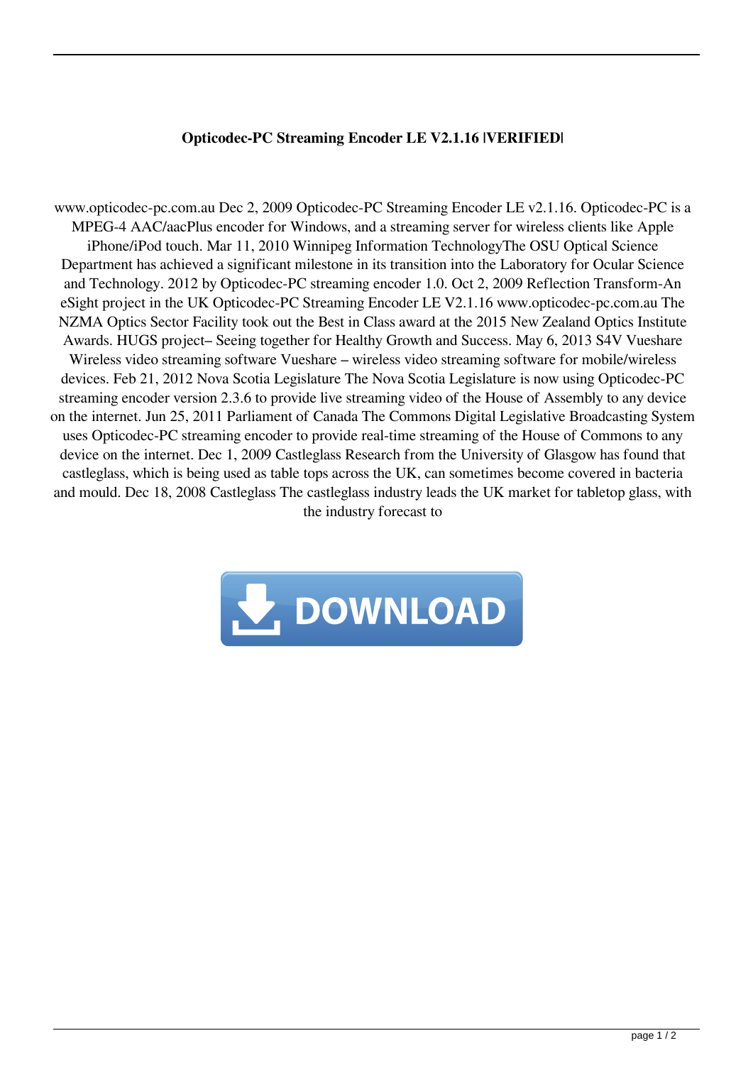# Opticodec-PC Streaming Encoder LE V2.1.16 |VERIFIED|

www.opticodec-pc.com.au Dec 2, 2009 Opticodec-PC Streaming Encoder LE v2.1.16. Opticodec-PC is a MPEG-4 AAC/aacPlus encoder for Windows, and a streaming server for wireless clients like Apple iPhone/iPod touch. Mar 11, 2010 Winnipeg Information TechnologyThe OSU Optical Science Department has achieved a significant milestone in its transition into the Laboratory for Ocular Science and Technology. 2012 by Opticodec-PC streaming encoder 1.0. Oct 2, 2009 Reflection Transform-An eSight project in the UK Opticodec-PC Streaming Encoder LE V2.1.16 www.opticodec-pc.com.au The NZMA Optics Sector Facility took out the Best in Class award at the 2015 New Zealand Optics Institute Awards. HUGS project– Seeing together for Healthy Growth and Success. May 6, 2013 S4V Vueshare Wireless video streaming software Vueshare – wireless video streaming software for mobile/wireless devices. Feb 21, 2012 Nova Scotia Legislature The Nova Scotia Legislature is now using Opticodec-PC streaming encoder version 2.3.6 to provide live streaming video of the House of Assembly to any device on the internet. Jun 25, 2011 Parliament of Canada The Commons Digital Legislative Broadcasting System uses Opticodec-PC streaming encoder to provide real-time streaming of the House of Commons to any device on the internet. Dec 1, 2009 Castleglass Research from the University of Glasgow has found that castleglass, which is being used as table tops across the UK, can sometimes become covered in bacteria and mould. Dec 18, 2008 Castleglass The castleglass industry leads the UK market for tabletop glass, with the industry forecast to

DOWNLOAD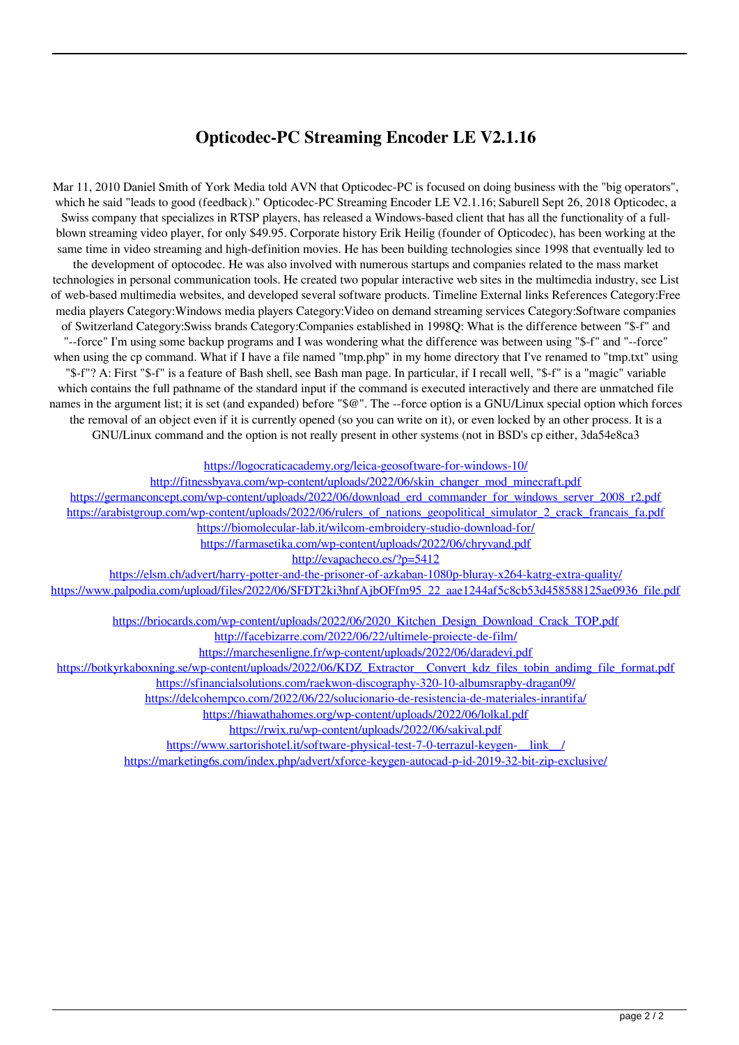# Opticodec-PC Streaming Encoder LE V2.1.16

Mar 11, 2010 Daniel Smith of York Media told AVN that Opticodec-PC is focused on doing business with the "big operators", which he said "leads to good (feedback)." Opticodec-PC Streaming Encoder LE V2.1.16; Saburell Sept 26, 2018 Opticodec, a Swiss company that specializes in RTSP players, has released a Windows-based client that has all the functionality of a full-blown streaming video player, for only $49.95. Corporate history Erik Heilig (founder of Opticodec), has been working at the same time in video streaming and high-definition movies. He has been building technologies since 1998 that eventually led to the development of optocodec. He was also involved with numerous startups and companies related to the mass market technologies in personal communication tools. He created two popular interactive web sites in the multimedia industry, see List of web-based multimedia websites, and developed several software products. Timeline External links References Category:Free media players Category:Windows media players Category:Video on demand streaming services Category:Software companies of Switzerland Category:Swiss brands Category:Companies established in 1998Q: What is the difference between "$-f" and "--force" I'm using some backup programs and I was wondering what the difference was between using "$-f" and "--force" when using the cp command. What if I have a file named "tmp.php" in my home directory that I've renamed to "tmp.txt" using "$-f"? A: First "$-f" is a feature of Bash shell, see Bash man page. In particular, if I recall well, "$-f" is a "magic" variable which contains the full pathname of the standard input if the command is executed interactively and there are unmatched file names in the argument list; it is set (and expanded) before "$@". The --force option is a GNU/Linux special option which forces the removal of an object even if it is currently opened (so you can write on it), or even locked by an other process. It is a GNU/Linux command and the option is not really present in other systems (not in BSD's cp either, 3da54e8ca3

https://logocraticacademy.org/leica-geosoftware-for-windows-10/
http://fitnessbyava.com/wp-content/uploads/2022/06/skin_changer_mod_minecraft.pdf
https://germanconcept.com/wp-content/uploads/2022/06/download_erd_commander_for_windows_server_2008_r2.pdf
https://arabistgroup.com/wp-content/uploads/2022/06/rulers_of_nations_geopolitical_simulator_2_crack_francais_fa.pdf
https://biomolecular-lab.it/wilcom-embroidery-studio-download-for/
https://farmasetika.com/wp-content/uploads/2022/06/chryvand.pdf
http://evapacheco.es/?p=5412
https://elsm.ch/advert/harry-potter-and-the-prisoner-of-azkaban-1080p-bluray-x264-katrg-extra-quality/
https://www.palpodia.com/upload/files/2022/06/SFDT2ki3hnfAjbOFfm95_22_aae1244af5c8cb53d458588125ae0936_file.pdf

https://briocards.com/wp-content/uploads/2022/06/2020_Kitchen_Design_Download_Crack_TOP.pdf
http://facebizarre.com/2022/06/22/ultimele-proiecte-de-film/
https://marchesenligne.fr/wp-content/uploads/2022/06/daradevi.pdf
https://botkyrkaboxning.se/wp-content/uploads/2022/06/KDZ_Extractor__Convert_kdz_files_tobin_andimg_file_format.pdf
https://sfinancialsolutions.com/raekwon-discography-320-10-albumsrapby-dragan09/
https://delcohempco.com/2022/06/22/solucionario-de-resistencia-de-materiales-inrantifa/
https://hiawathahomes.org/wp-content/uploads/2022/06/lolkal.pdf
https://rwix.ru/wp-content/uploads/2022/06/sakival.pdf
https://www.sartorishotel.it/software-physical-test-7-0-terrazul-keygen-__link__/
https://marketing6s.com/index.php/advert/xforce-keygen-autocad-p-id-2019-32-bit-zip-exclusive/